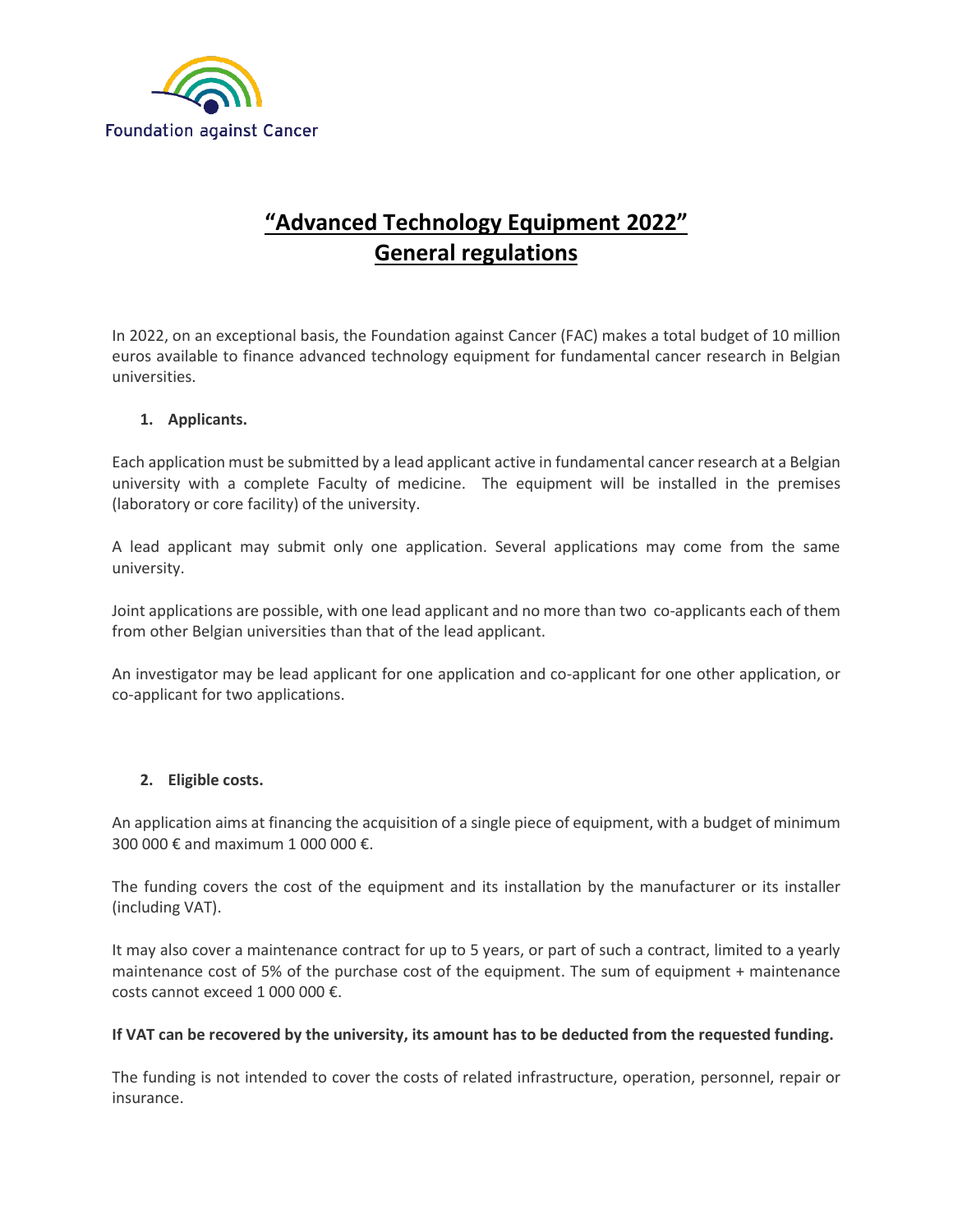Foundation against Cancer

# "Advanced Technology Equipment 2022"
# General regulations

In 2022, on an exceptional basis, the Foundation against Cancer (FAC) makes a total budget of 10 million euros available to finance advanced technology equipment for fundamental cancer research in Belgian universities.

## 1. Applicants.

Each application must be submitted by a lead applicant active in fundamental cancer research at a Belgian university with a complete Faculty of medicine. The equipment will be installed in the premises (laboratory or core facility) of the university.

A lead applicant may submit only one application. Several applications may come from the same university.

Joint applications are possible, with one lead applicant and no more than two co-applicants each of them from other Belgian universities than that of the lead applicant.

An investigator may be lead applicant for one application and co-applicant for one other application, or co-applicant for two applications.

## 2. Eligible costs.

An application aims at financing the acquisition of a single piece of equipment, with a budget of minimum 300 000 € and maximum 1 000 000 €.

The funding covers the cost of the equipment and its installation by the manufacturer or its installer (including VAT).

It may also cover a maintenance contract for up to 5 years, or part of such a contract, limited to a yearly maintenance cost of 5% of the purchase cost of the equipment. The sum of equipment + maintenance costs cannot exceed 1 000 000 €.

**If VAT can be recovered by the university, its amount has to be deducted from the requested funding.**

The funding is not intended to cover the costs of related infrastructure, operation, personnel, repair or insurance.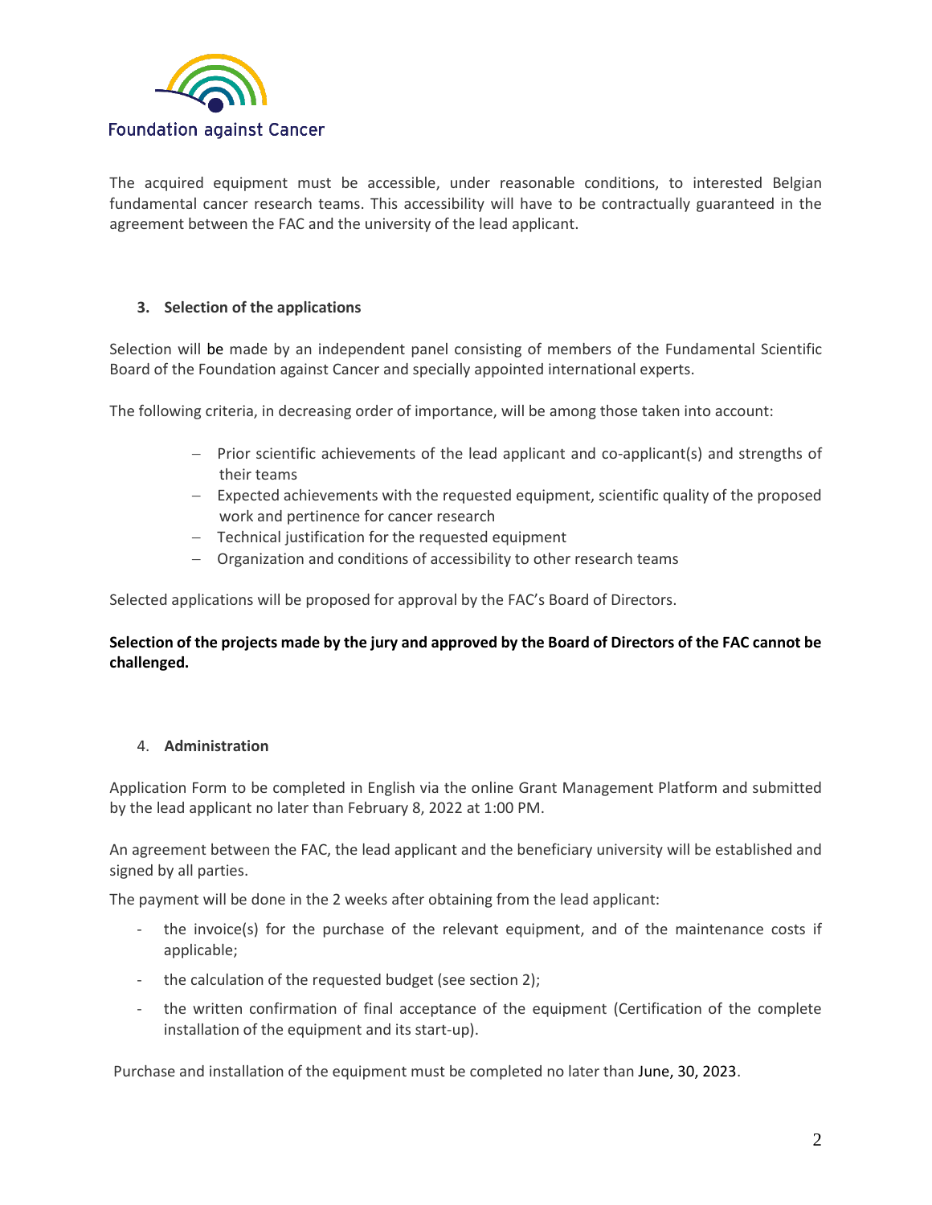The acquired equipment must be accessible, under reasonable conditions, to interested Belgian fundamental cancer research teams. This accessibility will have to be contractually guaranteed in the agreement between the FAC and the university of the lead applicant.

### 3. Selection of the applications

Selection will be made by an independent panel consisting of members of the Fundamental Scientific Board of the Foundation against Cancer and specially appointed international experts.

The following criteria, in decreasing order of importance, will be among those taken into account:

- Prior scientific achievements of the lead applicant and co-applicant(s) and strengths of their teams
- Expected achievements with the requested equipment, scientific quality of the proposed work and pertinence for cancer research
- Technical justification for the requested equipment
- Organization and conditions of accessibility to other research teams

Selected applications will be proposed for approval by the FAC's Board of Directors.

**Selection of the projects made by the jury and approved by the Board of Directors of the FAC cannot be challenged.**

### 4. Administration

Application Form to be completed in English via the online Grant Management Platform and submitted by the lead applicant no later than February 8, 2022 at 1:00 PM.

An agreement between the FAC, the lead applicant and the beneficiary university will be established and signed by all parties.

The payment will be done in the 2 weeks after obtaining from the lead applicant:

- the invoice(s) for the purchase of the relevant equipment, and of the maintenance costs if applicable;
- the calculation of the requested budget (see section 2);
- the written confirmation of final acceptance of the equipment (Certification of the complete installation of the equipment and its start-up).

Purchase and installation of the equipment must be completed no later than June, 30, 2023.